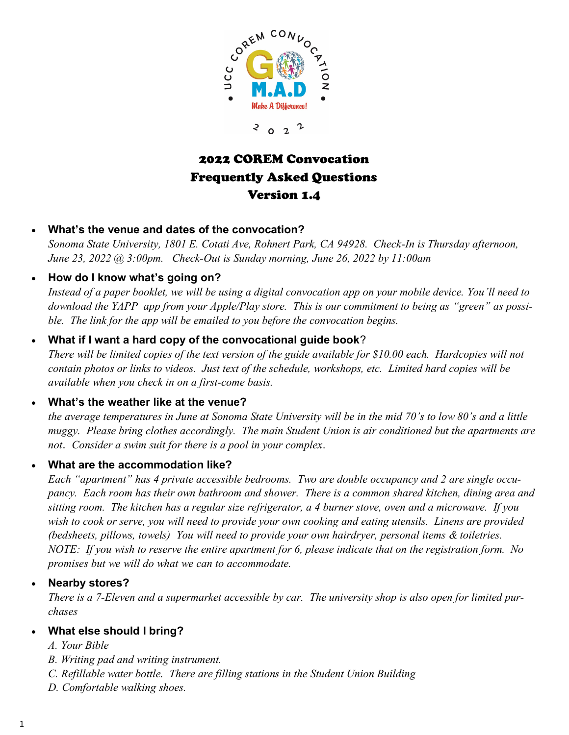# 2022 COREM Convocation
# Frequently Asked Questions
# Version 1.4

- **What's the venue and dates of the convocation?**
  *Sonoma State University, 1801 E. Cotati Ave, Rohnert Park, CA 94928. Check-In is Thursday afternoon, June 23, 2022 @ 3:00pm. Check-Out is Sunday morning, June 26, 2022 by 11:00am*

- **How do I know what's going on?**
  *Instead of a paper booklet, we will be using a digital convocation app on your mobile device. You'll need to download the YAPP app from your Apple/Play store. This is our commitment to being as "green" as possible. The link for the app will be emailed to you before the convocation begins.*

- **What if I want a hard copy of the convocational guide book?**
  *There will be limited copies of the text version of the guide available for $10.00 each. Hardcopies will not contain photos or links to videos. Just text of the schedule, workshops, etc. Limited hard copies will be available when you check in on a first-come basis.*

- **What's the weather like at the venue?**
  *the average temperatures in June at Sonoma State University will be in the mid 70's to low 80's and a little muggy. Please bring clothes accordingly. The main Student Union is air conditioned but the apartments are not. Consider a swim suit for there is a pool in your complex.*

- **What are the accommodation like?**
  *Each "apartment" has 4 private accessible bedrooms. Two are double occupancy and 2 are single occupancy. Each room has their own bathroom and shower. There is a common shared kitchen, dining area and sitting room. The kitchen has a regular size refrigerator, a 4 burner stove, oven and a microwave. If you wish to cook or serve, you will need to provide your own cooking and eating utensils. Linens are provided (bedsheets, pillows, towels) You will need to provide your own hairdryer, personal items & toiletries. NOTE: If you wish to reserve the entire apartment for 6, please indicate that on the registration form. No promises but we will do what we can to accommodate.*

- **Nearby stores?**
  *There is a 7-Eleven and a supermarket accessible by car. The university shop is also open for limited purchases*

- **What else should I bring?**
  *A. Your Bible*
  *B. Writing pad and writing instrument.*
  *C. Refillable water bottle. There are filling stations in the Student Union Building*
  *D. Comfortable walking shoes.*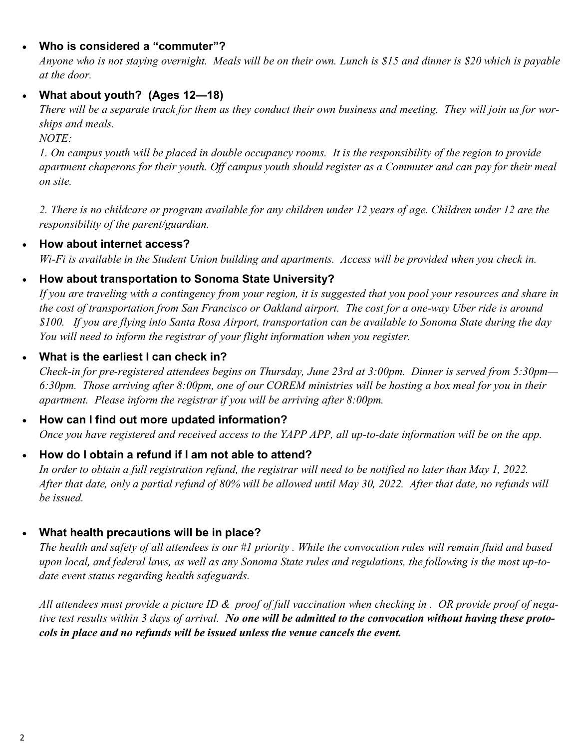- **Who is considered a "commuter"?**

  *Anyone who is not staying overnight. Meals will be on their own. Lunch is $15 and dinner is $20 which is payable at the door.*

- **What about youth? (Ages 12—18)**

  *There will be a separate track for them as they conduct their own business and meeting. They will join us for worships and meals.*

  *NOTE:*

  *1. On campus youth will be placed in double occupancy rooms. It is the responsibility of the region to provide apartment chaperons for their youth. Off campus youth should register as a Commuter and can pay for their meal on site.*

  *2. There is no childcare or program available for any children under 12 years of age. Children under 12 are the responsibility of the parent/guardian.*

- **How about internet access?**

  *Wi-Fi is available in the Student Union building and apartments. Access will be provided when you check in.*

- **How about transportation to Sonoma State University?**

  *If you are traveling with a contingency from your region, it is suggested that you pool your resources and share in the cost of transportation from San Francisco or Oakland airport. The cost for a one-way Uber ride is around $100. If you are flying into Santa Rosa Airport, transportation can be available to Sonoma State during the day You will need to inform the registrar of your flight information when you register.*

- **What is the earliest I can check in?**

  *Check-in for pre-registered attendees begins on Thursday, June 23rd at 3:00pm. Dinner is served from 5:30pm—6:30pm. Those arriving after 8:00pm, one of our COREM ministries will be hosting a box meal for you in their apartment. Please inform the registrar if you will be arriving after 8:00pm.*

- **How can I find out more updated information?**

  *Once you have registered and received access to the YAPP APP, all up-to-date information will be on the app.*

- **How do I obtain a refund if I am not able to attend?**

  *In order to obtain a full registration refund, the registrar will need to be notified no later than May 1, 2022. After that date, only a partial refund of 80% will be allowed until May 30, 2022. After that date, no refunds will be issued.*

- **What health precautions will be in place?**

  *The health and safety of all attendees is our #1 priority . While the convocation rules will remain fluid and based upon local, and federal laws, as well as any Sonoma State rules and regulations, the following is the most up-to-date event status regarding health safeguards.*

  *All attendees must provide a picture ID & proof of full vaccination when checking in . OR provide proof of negative test results within 3 days of arrival.* ***No one will be admitted to the convocation without having these protocols in place and no refunds will be issued unless the venue cancels the event.***